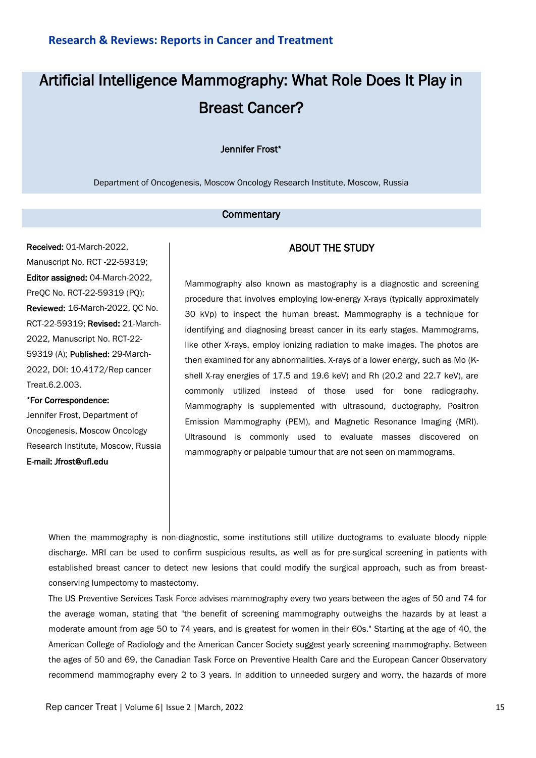**Research & Reviews: Reports in Cancer and Treatment**

# Artificial Intelligence Mammography: What Role Does It Play in Breast Cancer?

**Jennifer Frost***

Department of Oncogenesis, Moscow Oncology Research Institute, Moscow, Russia

**Commentary**

**Received:** 01-March-2022, Manuscript No. RCT -22-59319; **Editor assigned:** 04-March-2022, PreQC No. RCT-22-59319 (PQ); **Reviewed:** 16-March-2022, QC No. RCT-22-59319; **Revised:** 21-March-2022, Manuscript No. RCT-22-59319 (A); **Published:** 29-March-2022, DOI: 10.4172/Rep cancer Treat.6.2.003.

***For Correspondence:** Jennifer Frost, Department of Oncogenesis, Moscow Oncology Research Institute, Moscow, Russia

**E-mail: Jfrost@ufl.edu**

## ABOUT THE STUDY

Mammography also known as mastography is a diagnostic and screening procedure that involves employing low-energy X-rays (typically approximately 30 kVp) to inspect the human breast. Mammography is a technique for identifying and diagnosing breast cancer in its early stages. Mammograms, like other X-rays, employ ionizing radiation to make images. The photos are then examined for any abnormalities. X-rays of a lower energy, such as Mo (K-shell X-ray energies of 17.5 and 19.6 keV) and Rh (20.2 and 22.7 keV), are commonly utilized instead of those used for bone radiography. Mammography is supplemented with ultrasound, ductography, Positron Emission Mammography (PEM), and Magnetic Resonance Imaging (MRI). Ultrasound is commonly used to evaluate masses discovered on mammography or palpable tumour that are not seen on mammograms.

When the mammography is non-diagnostic, some institutions still utilize ductograms to evaluate bloody nipple discharge. MRI can be used to confirm suspicious results, as well as for pre-surgical screening in patients with established breast cancer to detect new lesions that could modify the surgical approach, such as from breast-conserving lumpectomy to mastectomy.

The US Preventive Services Task Force advises mammography every two years between the ages of 50 and 74 for the average woman, stating that "the benefit of screening mammography outweighs the hazards by at least a moderate amount from age 50 to 74 years, and is greatest for women in their 60s." Starting at the age of 40, the American College of Radiology and the American Cancer Society suggest yearly screening mammography. Between the ages of 50 and 69, the Canadian Task Force on Preventive Health Care and the European Cancer Observatory recommend mammography every 2 to 3 years. In addition to unneeded surgery and worry, the hazards of more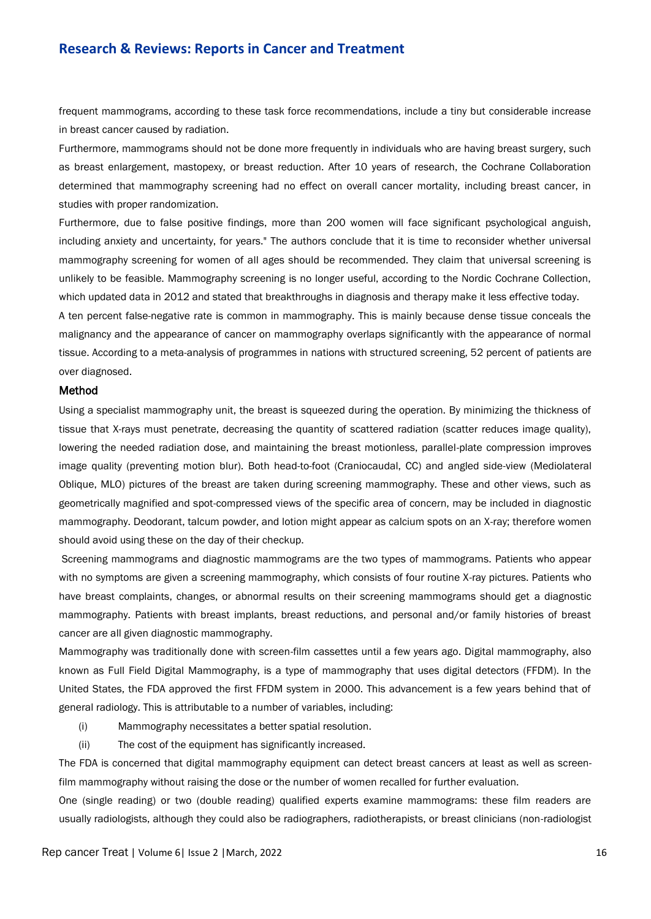frequent mammograms, according to these task force recommendations, include a tiny but considerable increase in breast cancer caused by radiation.

Furthermore, mammograms should not be done more frequently in individuals who are having breast surgery, such as breast enlargement, mastopexy, or breast reduction. After 10 years of research, the Cochrane Collaboration determined that mammography screening had no effect on overall cancer mortality, including breast cancer, in studies with proper randomization.

Furthermore, due to false positive findings, more than 200 women will face significant psychological anguish, including anxiety and uncertainty, for years." The authors conclude that it is time to reconsider whether universal mammography screening for women of all ages should be recommended. They claim that universal screening is unlikely to be feasible. Mammography screening is no longer useful, according to the Nordic Cochrane Collection, which updated data in 2012 and stated that breakthroughs in diagnosis and therapy make it less effective today.

A ten percent false-negative rate is common in mammography. This is mainly because dense tissue conceals the malignancy and the appearance of cancer on mammography overlaps significantly with the appearance of normal tissue. According to a meta-analysis of programmes in nations with structured screening, 52 percent of patients are over diagnosed.

## Method

Using a specialist mammography unit, the breast is squeezed during the operation. By minimizing the thickness of tissue that X-rays must penetrate, decreasing the quantity of scattered radiation (scatter reduces image quality), lowering the needed radiation dose, and maintaining the breast motionless, parallel-plate compression improves image quality (preventing motion blur). Both head-to-foot (Craniocaudal, CC) and angled side-view (Mediolateral Oblique, MLO) pictures of the breast are taken during screening mammography. These and other views, such as geometrically magnified and spot-compressed views of the specific area of concern, may be included in diagnostic mammography. Deodorant, talcum powder, and lotion might appear as calcium spots on an X-ray; therefore women should avoid using these on the day of their checkup.

Screening mammograms and diagnostic mammograms are the two types of mammograms. Patients who appear with no symptoms are given a screening mammography, which consists of four routine X-ray pictures. Patients who have breast complaints, changes, or abnormal results on their screening mammograms should get a diagnostic mammography. Patients with breast implants, breast reductions, and personal and/or family histories of breast cancer are all given diagnostic mammography.

Mammography was traditionally done with screen-film cassettes until a few years ago. Digital mammography, also known as Full Field Digital Mammography, is a type of mammography that uses digital detectors (FFDM). In the United States, the FDA approved the first FFDM system in 2000. This advancement is a few years behind that of general radiology. This is attributable to a number of variables, including:

(i) Mammography necessitates a better spatial resolution.

(ii) The cost of the equipment has significantly increased.

The FDA is concerned that digital mammography equipment can detect breast cancers at least as well as screen-film mammography without raising the dose or the number of women recalled for further evaluation.

One (single reading) or two (double reading) qualified experts examine mammograms: these film readers are usually radiologists, although they could also be radiographers, radiotherapists, or breast clinicians (non-radiologist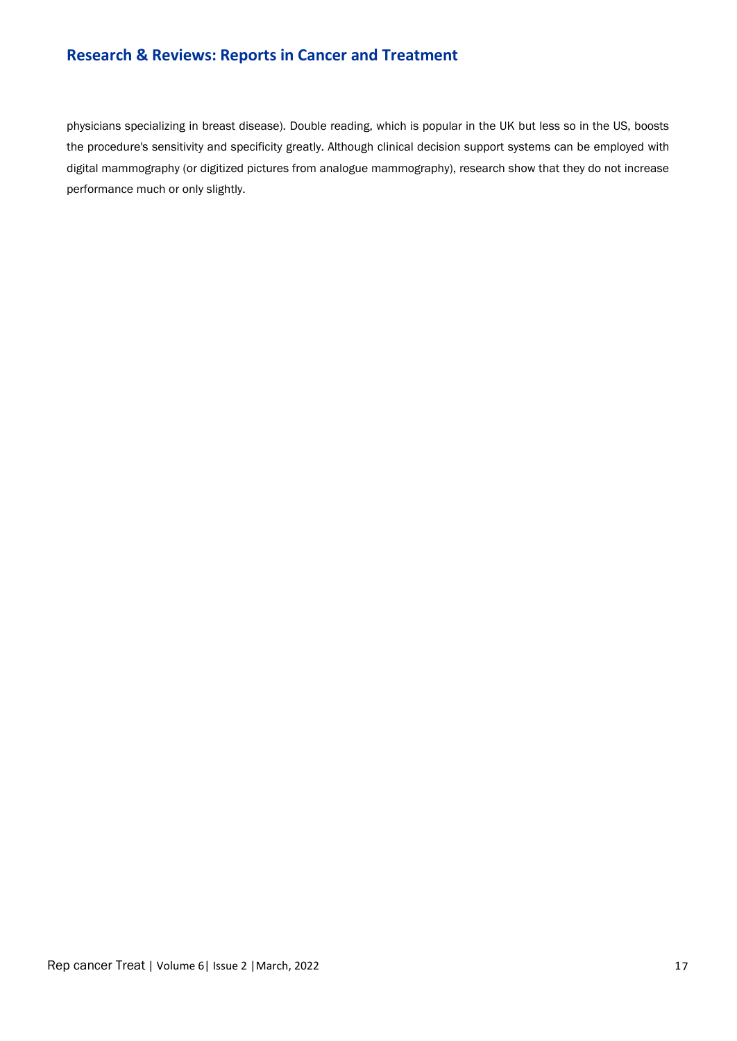physicians specializing in breast disease). Double reading, which is popular in the UK but less so in the US, boosts the procedure's sensitivity and specificity greatly. Although clinical decision support systems can be employed with digital mammography (or digitized pictures from analogue mammography), research show that they do not increase performance much or only slightly.